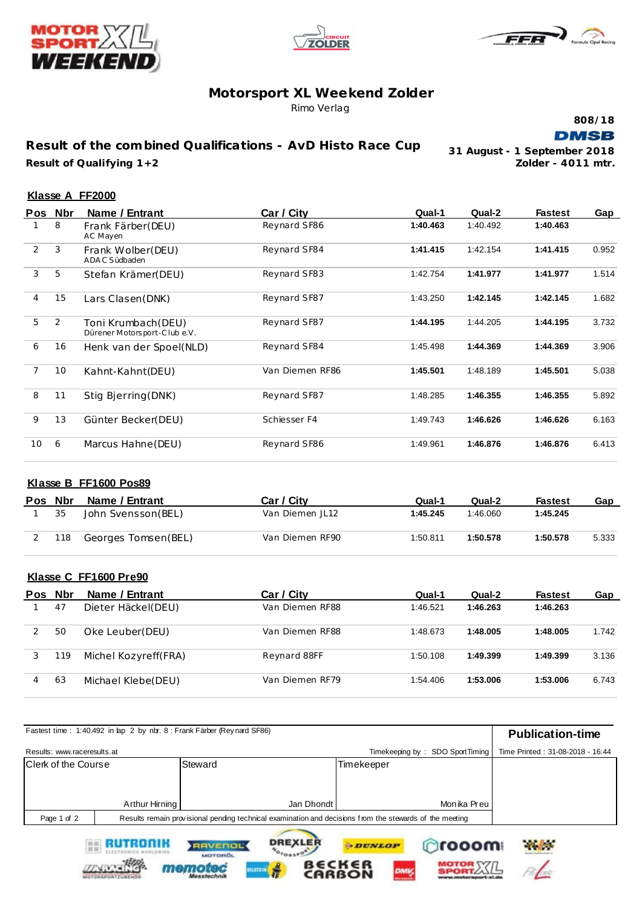# Motorsport XL Weekend Zolder

Rimo Verlag

808/18

DMSB

## Result of the combined Qualifications - AvD Histo Race Cup

**Result of Qualifying 1+2**

**31 August - 1 September 2018**
**Zolder - 4011 mtr.**

### Klasse A FF2000

| Pos | Nbr | Name / Entrant | Car / City | Qual-1 | Qual-2 | Fastest | Gap |
|---|---|---|---|---|---|---|---|
| 1 | 8 | Frank Färber(DEU)<br>AC Mayen | Reynard SF86 | **1:40.463** | 1:40.492 | **1:40.463** | |
| 2 | 3 | Frank Wolber(DEU)<br>ADAC Südbaden | Reynard SF84 | **1:41.415** | 1:42.154 | **1:41.415** | 0.952 |
| 3 | 5 | Stefan Krämer(DEU) | Reynard SF83 | 1:42.754 | **1:41.977** | **1:41.977** | 1.514 |
| 4 | 15 | Lars Clasen(DNK) | Reynard SF87 | 1:43.250 | **1:42.145** | **1:42.145** | 1.682 |
| 5 | 2 | Toni Krumbach(DEU)<br>Dürener Motorsport-Club e.V. | Reynard SF87 | **1:44.195** | 1:44.205 | **1:44.195** | 3.732 |
| 6 | 16 | Henk van der Spoel(NLD) | Reynard SF84 | 1:45.498 | **1:44.369** | **1:44.369** | 3.906 |
| 7 | 10 | Kahnt-Kahnt(DEU) | Van Diemen RF86 | **1:45.501** | 1:48.189 | **1:45.501** | 5.038 |
| 8 | 11 | Stig Bjerring(DNK) | Reynard SF87 | 1:48.285 | **1:46.355** | **1:46.355** | 5.892 |
| 9 | 13 | Günter Becker(DEU) | Schiesser F4 | 1:49.743 | **1:46.626** | **1:46.626** | 6.163 |
| 10 | 6 | Marcus Hahne(DEU) | Reynard SF86 | 1:49.961 | **1:46.876** | **1:46.876** | 6.413 |

### Klasse B FF1600 Pos89

| Pos | Nbr | Name / Entrant | Car / City | Qual-1 | Qual-2 | Fastest | Gap |
|---|---|---|---|---|---|---|---|
| 1 | 35 | John Svensson(BEL) | Van Diemen JL12 | **1:45.245** | 1:46.060 | **1:45.245** | |
| 2 | 118 | Georges Tomsen(BEL) | Van Diemen RF90 | 1:50.811 | **1:50.578** | **1:50.578** | 5.333 |

### Klasse C FF1600 Pre90

| Pos | Nbr | Name / Entrant | Car / City | Qual-1 | Qual-2 | Fastest | Gap |
|---|---|---|---|---|---|---|---|
| 1 | 47 | Dieter Häckel(DEU) | Van Diemen RF88 | 1:46.521 | **1:46.263** | **1:46.263** | |
| 2 | 50 | Oke Leuber(DEU) | Van Diemen RF88 | 1:48.673 | **1:48.005** | **1:48.005** | 1.742 |
| 3 | 119 | Michel Kozyreff(FRA) | Reynard 88FF | 1:50.108 | **1:49.399** | **1:49.399** | 3.136 |
| 4 | 63 | Michael Klebe(DEU) | Van Diemen RF79 | 1:54.406 | **1:53.006** | **1:53.006** | 6.743 |

Fastest time : 1:40.492 in lap 2 by nbr. 8 : Frank Färber (Reynard SF86)

**Publication-time**

Results: www.raceresults.at

Timekeeping by : SDO SportTiming

Time Printed : 31-08-2018 - 16:44

| Clerk of the Course | Steward | Timekeeper |
|---|---|---|
| Arthur Hirning | Jan Dhondt | Monika Preu |

Results remain provisional pending technical examination and decisions from the stewards of the meeting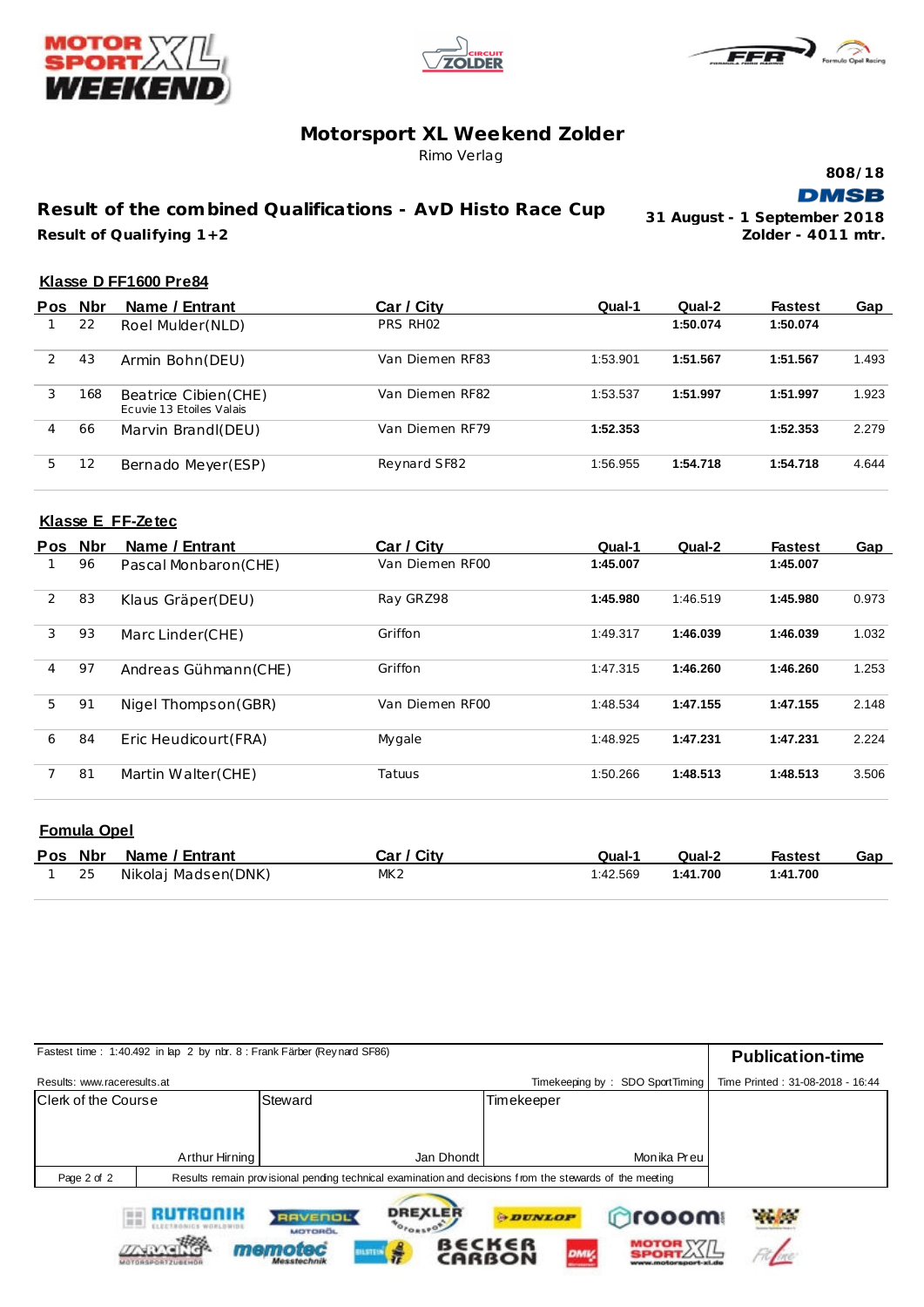# Motorsport XL Weekend Zolder

Rimo Verlag

808/18

DMSB

## Result of the combined Qualifications - AvD Histo Race Cup

**Result of Qualifying 1+2**

**31 August - 1 September 2018**
**Zolder - 4011 mtr.**

### Klasse D FF1600 Pre84

| Pos | Nbr | Name / Entrant | Car / City | Qual-1 | Qual-2 | Fastest | Gap |
|---|---|---|---|---|---|---|---|
| 1 | 22 | Roel Mulder(NLD) | PRS RH02 | | **1:50.074** | **1:50.074** | |
| 2 | 43 | Armin Bohn(DEU) | Van Diemen RF83 | 1:53.901 | **1:51.567** | **1:51.567** | 1.493 |
| 3 | 168 | Beatrice Cibien(CHE) Ecuvie 13 Etoiles Valais | Van Diemen RF82 | 1:53.537 | **1:51.997** | **1:51.997** | 1.923 |
| 4 | 66 | Marvin Brandl(DEU) | Van Diemen RF79 | **1:52.353** | | **1:52.353** | 2.279 |
| 5 | 12 | Bernado Meyer(ESP) | Reynard SF82 | 1:56.955 | **1:54.718** | **1:54.718** | 4.644 |

### Klasse E FF-Zetec

| Pos | Nbr | Name / Entrant | Car / City | Qual-1 | Qual-2 | Fastest | Gap |
|---|---|---|---|---|---|---|---|
| 1 | 96 | Pascal Monbaron(CHE) | Van Diemen RF00 | **1:45.007** | | **1:45.007** | |
| 2 | 83 | Klaus Gräper(DEU) | Ray GRZ98 | **1:45.980** | 1:46.519 | **1:45.980** | 0.973 |
| 3 | 93 | Marc Linder(CHE) | Griffon | 1:49.317 | **1:46.039** | **1:46.039** | 1.032 |
| 4 | 97 | Andreas Gühmann(CHE) | Griffon | 1:47.315 | **1:46.260** | **1:46.260** | 1.253 |
| 5 | 91 | Nigel Thompson(GBR) | Van Diemen RF00 | 1:48.534 | **1:47.155** | **1:47.155** | 2.148 |
| 6 | 84 | Eric Heudicourt(FRA) | Mygale | 1:48.925 | **1:47.231** | **1:47.231** | 2.224 |
| 7 | 81 | Martin Walter(CHE) | Tatuus | 1:50.266 | **1:48.513** | **1:48.513** | 3.506 |

### Fomula Opel

| Pos | Nbr | Name / Entrant | Car / City | Qual-1 | Qual-2 | Fastest | Gap |
|---|---|---|---|---|---|---|---|
| 1 | 25 | Nikolaj Madsen(DNK) | MK2 | 1:42.569 | **1:41.700** | **1:41.700** | |

Fastest time : 1:40.492 in lap 2 by nbr. 8 : Frank Färber (Reynard SF86)

Results: www.raceresults.at

Timekeeping by : SDO SportTiming

**Publication-time**

Time Printed : 31-08-2018 - 16:44

| Clerk of the Course | Steward | Timekeeper |
|---|---|---|
| Arthur Hirning | Jan Dhondt | Monika Preu |

Results remain provisional pending technical examination and decisions from the stewards of the meeting